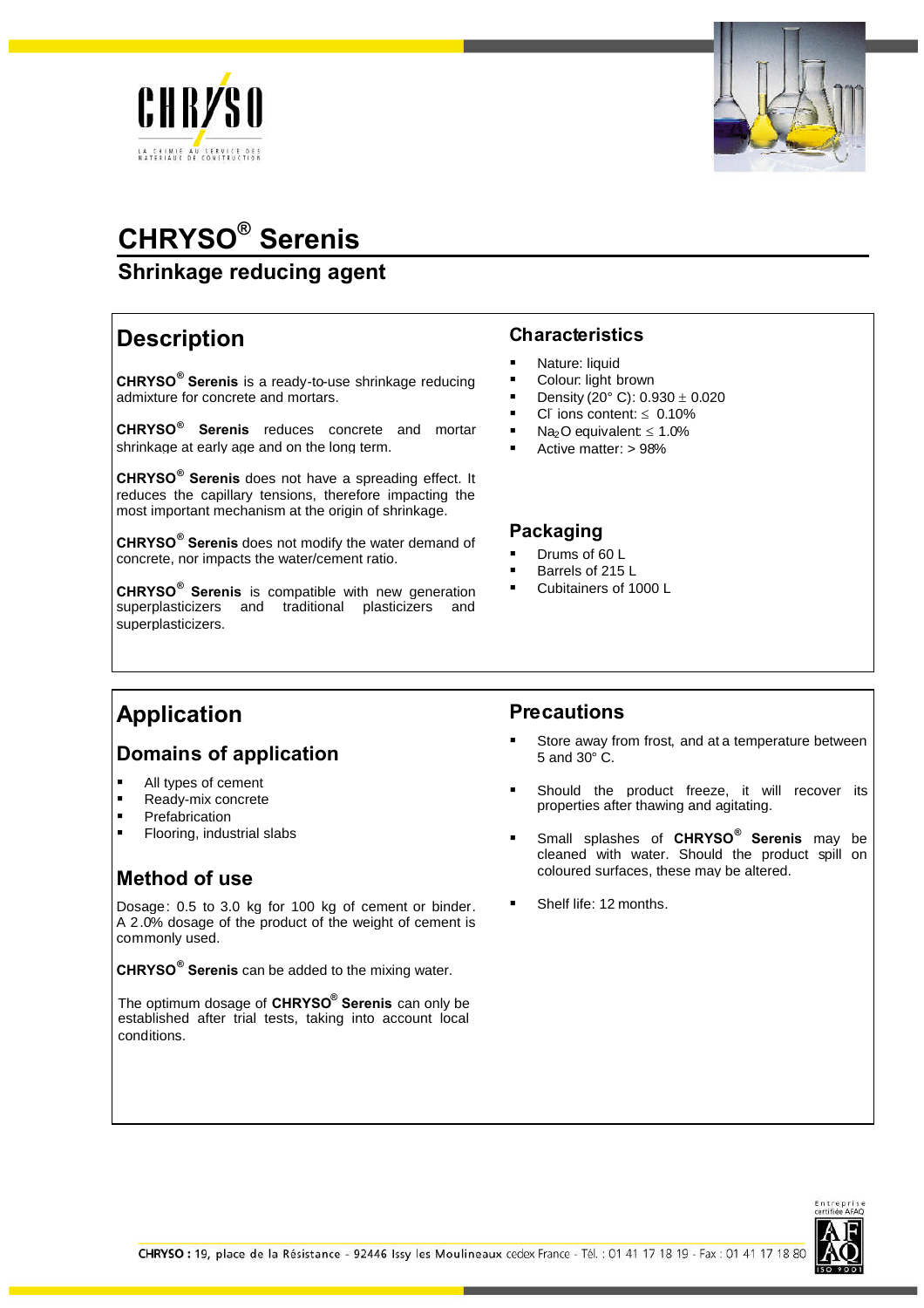# CHRYSO® Serenis

## Shrinkage reducing agent

## Description

**CHRYSO® Serenis** is a ready-to-use shrinkage reducing admixture for concrete and mortars.

**CHRYSO® Serenis** reduces concrete and mortar shrinkage at early age and on the long term.

**CHRYSO® Serenis** does not have a spreading effect. It reduces the capillary tensions, therefore impacting the most important mechanism at the origin of shrinkage.

**CHRYSO® Serenis** does not modify the water demand of concrete, nor impacts the water/cement ratio.

**CHRYSO® Serenis** is compatible with new generation superplasticizers and traditional plasticizers and superplasticizers.

### Characteristics

- Nature: liquid
- Colour: light brown
- Density (20° C): 0.930 ± 0.020
- $Cl^-$ ions content: ≤ 0.10%
- $Na_2O$ equivalent: ≤ 1.0%
- Active matter: > 98%

### Packaging

- Drums of 60 L
- Barrels of 215 L
- Cubitainers of 1000 L

## Application

### Domains of application

- All types of cement
- Ready-mix concrete
- Prefabrication
- Flooring, industrial slabs

### Method of use

Dosage: 0.5 to 3.0 kg for 100 kg of cement or binder. A 2.0% dosage of the product of the weight of cement is commonly used.

**CHRYSO® Serenis** can be added to the mixing water.

The optimum dosage of **CHRYSO® Serenis** can only be established after trial tests, taking into account local conditions.

### Precautions

- Store away from frost, and at a temperature between 5 and 30° C.
- Should the product freeze, it will recover its properties after thawing and agitating.
- Small splashes of **CHRYSO® Serenis** may be cleaned with water. Should the product spill on coloured surfaces, these may be altered.
- Shelf life: 12 months.

**CHRYSO :** 19, place de la Résistance - 92446 Issy les Moulineaux cedex France - Tél. : 01 41 17 18 19 - Fax : 01 41 17 18 80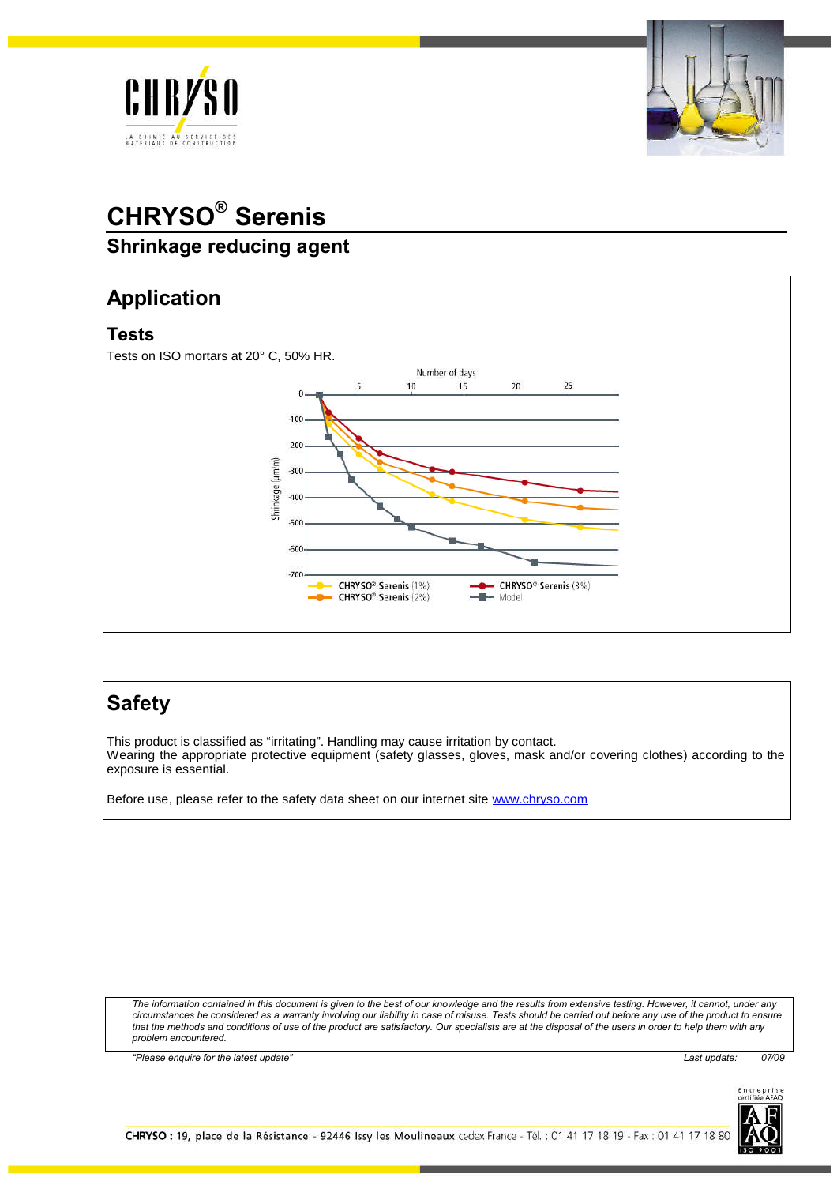# CHRYSO® Serenis

## Shrinkage reducing agent

## Application

### Tests

Tests on ISO mortars at 20° C, 50% HR.

Number of days

5 10 15 20 25

0
-100
-200
-300
-400
-500
-600
-700

Shrinkage (µm/m)

CHRYSO® Serenis (1%)
CHRYSO® Serenis (2%)
CHRYSO® Serenis (3%)
Model

## Safety

This product is classified as "irritating". Handling may cause irritation by contact.
Wearing the appropriate protective equipment (safety glasses, gloves, mask and/or covering clothes) according to the exposure is essential.

Before use, please refer to the safety data sheet on our internet site www.chryso.com

*The information contained in this document is given to the best of our knowledge and the results from extensive testing. However, it cannot, under any circumstances be considered as a warranty involving our liability in case of misuse. Tests should be carried out before any use of the product to ensure that the methods and conditions of use of the product are satisfactory. Our specialists are at the disposal of the users in order to help them with any problem encountered.*

*"Please enquire for the latest update"* *Last update: 07/09*

CHRYSO : 19, place de la Résistance - 92446 Issy les Moulineaux cedex France - Tél. : 01 41 17 18 19 - Fax : 01 41 17 18 80